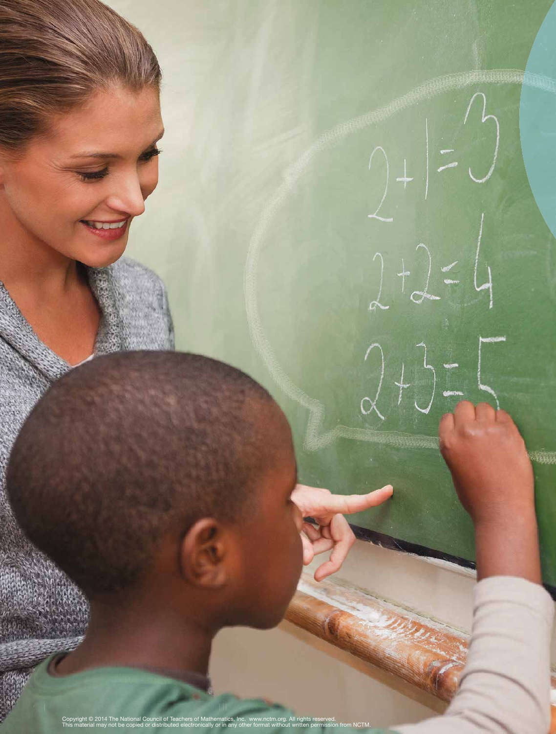Copyright © 2014 The National Council of Teachers of Mathematics, Inc. www.nctm.org. All rights reserved.
This material may not be copied or distributed electronically or in any other format without written permission from NCTM.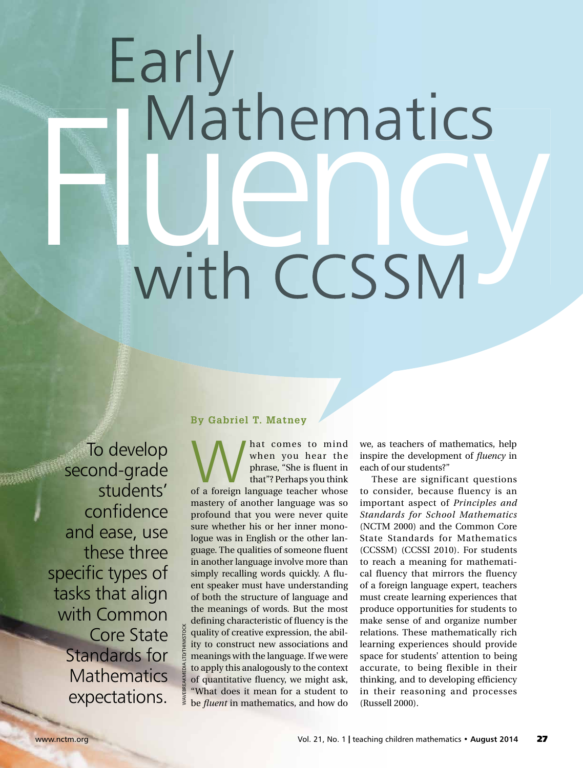# Early Mathematics Fluency with CCSSM

To develop second-grade students' confidence and ease, use these three specific types of tasks that align with Common Core State Standards for Mathematics expectations.

**By Gabriel T. Matney**

What comes to mind when you hear the phrase, "She is fluent in that"? Perhaps you think of a foreign language teacher whose mastery of another language was so profound that you were never quite sure whether his or her inner monologue was in English or the other language. The qualities of someone fluent in another language involve more than simply recalling words quickly. A fluent speaker must have understanding of both the structure of language and the meanings of words. But the most defining characteristic of fluency is the quality of creative expression, the ability to construct new associations and meanings with the language. If we were to apply this analogously to the context of quantitative fluency, we might ask, "What does it mean for a student to be *fluent* in mathematics, and how do we, as teachers of mathematics, help inspire the development of *fluency* in each of our students?"

These are significant questions to consider, because fluency is an important aspect of *Principles and Standards for School Mathematics* (NCTM 2000) and the Common Core State Standards for Mathematics (CCSSM) (CCSSI 2010). For students to reach a meaning for mathematical fluency that mirrors the fluency of a foreign language expert, teachers must create learning experiences that produce opportunities for students to make sense of and organize number relations. These mathematically rich learning experiences should provide space for students' attention to being accurate, to being flexible in their thinking, and to developing efficiency in their reasoning and processes (Russell 2000).

WAVEBREAKMEDIA LTD/THINKSTOCK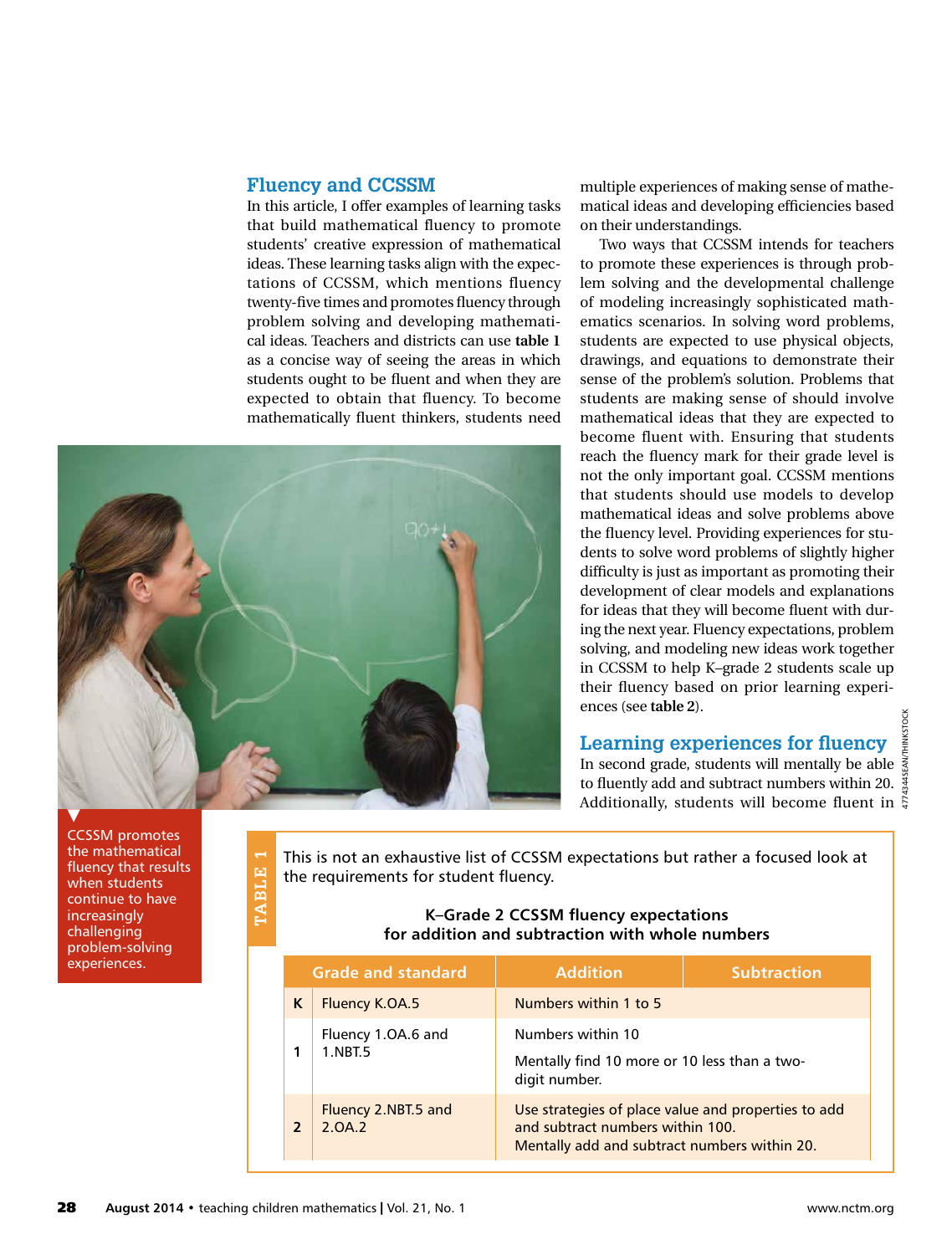## Fluency and CCSSM

In this article, I offer examples of learning tasks that build mathematical fluency to promote students' creative expression of mathematical ideas. These learning tasks align with the expectations of CCSSM, which mentions fluency twenty-five times and promotes fluency through problem solving and developing mathematical ideas. Teachers and districts can use **table 1** as a concise way of seeing the areas in which students ought to be fluent and when they are expected to obtain that fluency. To become mathematically fluent thinkers, students need multiple experiences of making sense of mathematical ideas and developing efficiencies based on their understandings.

Two ways that CCSSM intends for teachers to promote these experiences is through problem solving and the developmental challenge of modeling increasingly sophisticated mathematics scenarios. In solving word problems, students are expected to use physical objects, drawings, and equations to demonstrate their sense of the problem's solution. Problems that students are making sense of should involve mathematical ideas that they are expected to become fluent with. Ensuring that students reach the fluency mark for their grade level is not the only important goal. CCSSM mentions that students should use models to develop mathematical ideas and solve problems above the fluency level. Providing experiences for students to solve word problems of slightly higher difficulty is just as important as promoting their development of clear models and explanations for ideas that they will become fluent with during the next year. Fluency expectations, problem solving, and modeling new ideas work together in CCSSM to help K–grade 2 students scale up their fluency based on prior learning experiences (see **table 2**).

CCSSM promotes the mathematical fluency that results when students continue to have increasingly challenging problem-solving experiences.

## Learning experiences for fluency

In second grade, students will mentally be able to fluently add and subtract numbers within 20. Additionally, students will become fluent in

**TABLE 1**

This is not an exhaustive list of CCSSM expectations but rather a focused look at the requirements for student fluency.

**K–Grade 2 CCSSM fluency expectations for addition and subtraction with whole numbers**

| Grade and standard | | Addition | Subtraction |
|---|---|---|---|
| K | Fluency K.OA.5 | Numbers within 1 to 5 | |
| 1 | Fluency 1.OA.6 and 1.NBT.5 | Numbers within 10<br>Mentally find 10 more or 10 less than a two-digit number. | |
| 2 | Fluency 2.NBT.5 and 2.OA.2 | Use strategies of place value and properties to add and subtract numbers within 100.<br>Mentally add and subtract numbers within 20. | |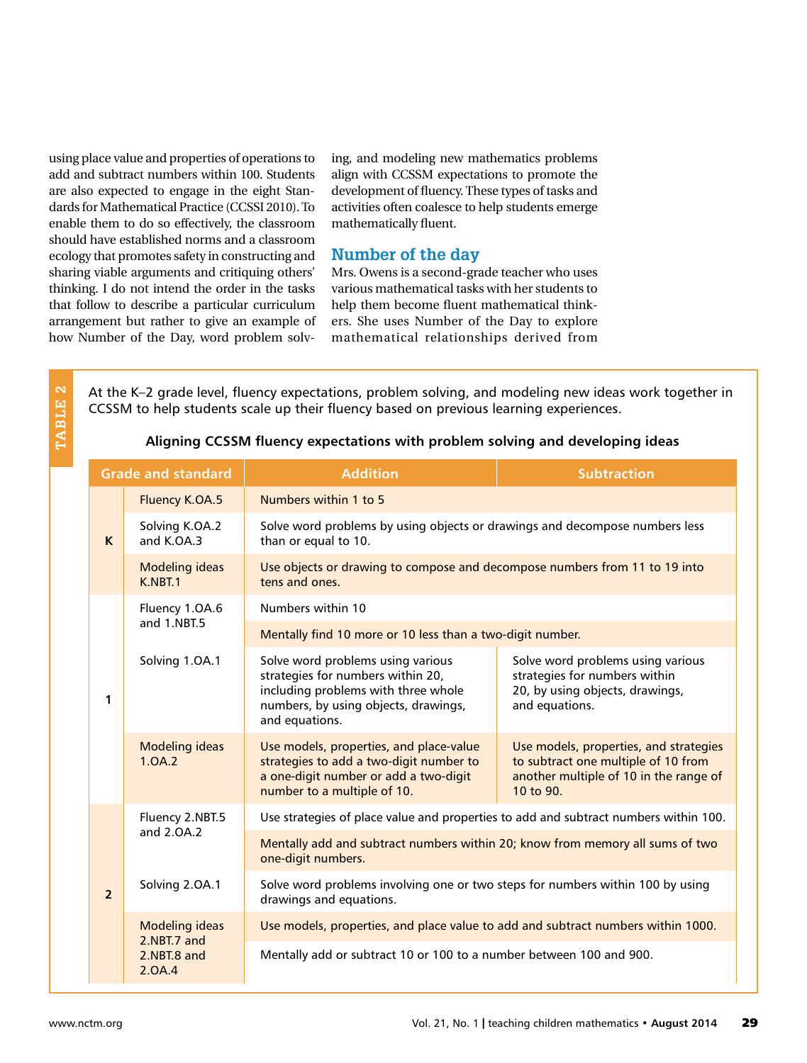using place value and properties of operations to add and subtract numbers within 100. Students are also expected to engage in the eight Standards for Mathematical Practice (CCSSI 2010). To enable them to do so effectively, the classroom should have established norms and a classroom ecology that promotes safety in constructing and sharing viable arguments and critiquing others' thinking. I do not intend the order in the tasks that follow to describe a particular curriculum arrangement but rather to give an example of how Number of the Day, word problem solving, and modeling new mathematics problems align with CCSSM expectations to promote the development of fluency. These types of tasks and activities often coalesce to help students emerge mathematically fluent.

## Number of the day

Mrs. Owens is a second-grade teacher who uses various mathematical tasks with her students to help them become fluent mathematical thinkers. She uses Number of the Day to explore mathematical relationships derived from

**TABLE 2**

At the K–2 grade level, fluency expectations, problem solving, and modeling new ideas work together in CCSSM to help students scale up their fluency based on previous learning experiences.

**Aligning CCSSM fluency expectations with problem solving and developing ideas**

| Grade | Standard | Addition | Subtraction |
|---|---|---|---|
| K | Fluency K.OA.5 | Numbers within 1 to 5 | |
| | Solving K.OA.2 and K.OA.3 | Solve word problems by using objects or drawings and decompose numbers less than or equal to 10. | |
| | Modeling ideas K.NBT.1 | Use objects or drawing to compose and decompose numbers from 11 to 19 into tens and ones. | |
| 1 | Fluency 1.OA.6 and 1.NBT.5 | Numbers within 10 | |
| | | Mentally find 10 more or 10 less than a two-digit number. | |
| | Solving 1.OA.1 | Solve word problems using various strategies for numbers within 20, including problems with three whole numbers, by using objects, drawings, and equations. | Solve word problems using various strategies for numbers within 20, by using objects, drawings, and equations. |
| | Modeling ideas 1.OA.2 | Use models, properties, and place-value strategies to add a two-digit number to a one-digit number or add a two-digit number to a multiple of 10. | Use models, properties, and strategies to subtract one multiple of 10 from another multiple of 10 in the range of 10 to 90. |
| 2 | Fluency 2.NBT.5 and 2.OA.2 | Use strategies of place value and properties to add and subtract numbers within 100. | |
| | | Mentally add and subtract numbers within 20; know from memory all sums of two one-digit numbers. | |
| | Solving 2.OA.1 | Solve word problems involving one or two steps for numbers within 100 by using drawings and equations. | |
| | Modeling ideas 2.NBT.7 and 2.NBT.8 and 2.OA.4 | Use models, properties, and place value to add and subtract numbers within 1000. | |
| | | Mentally add or subtract 10 or 100 to a number between 100 and 900. | |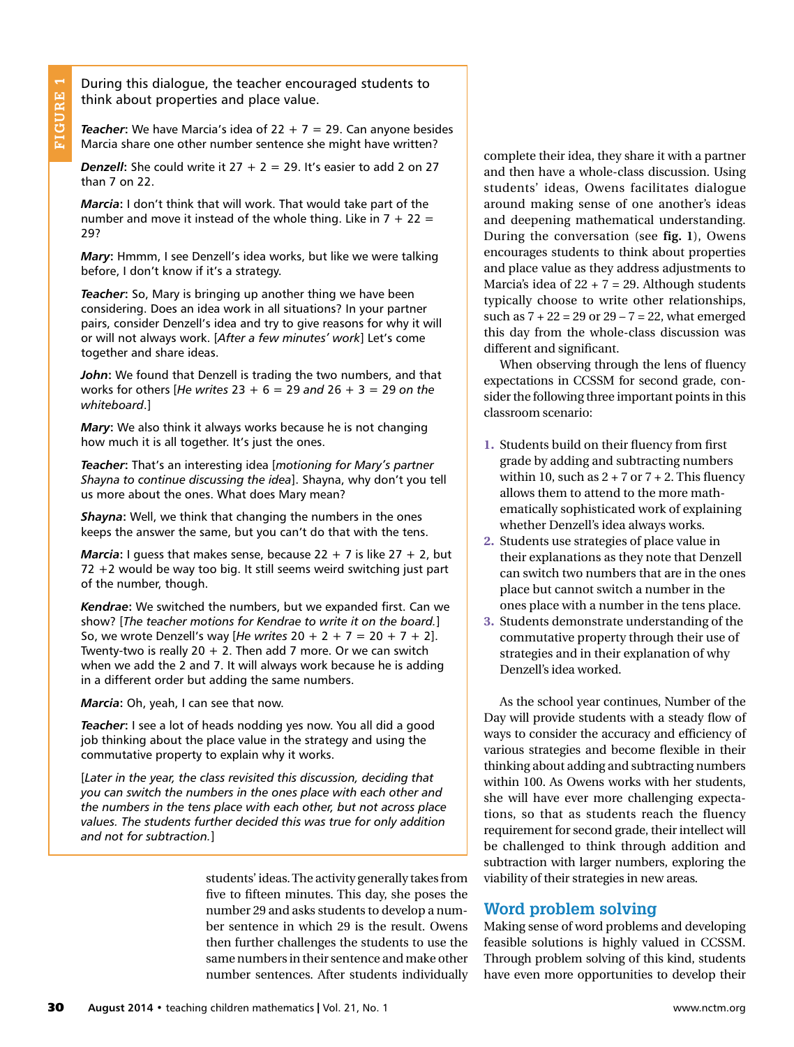students' ideas. The activity generally takes from five to fifteen minutes. This day, she poses the number 29 and asks students to develop a number sentence in which 29 is the result. Owens then further challenges the students to use the same numbers in their sentence and make other number sentences. After students individually complete their idea, they share it with a partner and then have a whole-class discussion. Using students' ideas, Owens facilitates dialogue around making sense of one another's ideas and deepening mathematical understanding. During the conversation (see **fig. 1**), Owens encourages students to think about properties and place value as they address adjustments to Marcia's idea of 22 + 7 = 29. Although students typically choose to write other relationships, such as 7 + 22 = 29 or 29 – 7 = 22, what emerged this day from the whole-class discussion was different and significant.

When observing through the lens of fluency expectations in CCSSM for second grade, consider the following three important points in this classroom scenario:

1. Students build on their fluency from first grade by adding and subtracting numbers within 10, such as 2 + 7 or 7 + 2. This fluency allows them to attend to the more mathematically sophisticated work of explaining whether Denzell's idea always works.
2. Students use strategies of place value in their explanations as they note that Denzell can switch two numbers that are in the ones place but cannot switch a number in the ones place with a number in the tens place.
3. Students demonstrate understanding of the commutative property through their use of strategies and in their explanation of why Denzell's idea worked.

As the school year continues, Number of the Day will provide students with a steady flow of ways to consider the accuracy and efficiency of various strategies and become flexible in their thinking about adding and subtracting numbers within 100. As Owens works with her students, she will have ever more challenging expectations, so that as students reach the fluency requirement for second grade, their intellect will be challenged to think through addition and subtraction with larger numbers, exploring the viability of their strategies in new areas.

**FIGURE 1**

During this dialogue, the teacher encouraged students to think about properties and place value.

***Teacher***: We have Marcia's idea of 22 + 7 = 29. Can anyone besides Marcia share one other number sentence she might have written?

***Denzell***: She could write it 27 + 2 = 29. It's easier to add 2 on 27 than 7 on 22.

***Marcia***: I don't think that will work. That would take part of the number and move it instead of the whole thing. Like in 7 + 22 = 29?

***Mary***: Hmmm, I see Denzell's idea works, but like we were talking before, I don't know if it's a strategy.

***Teacher***: So, Mary is bringing up another thing we have been considering. Does an idea work in all situations? In your partner pairs, consider Denzell's idea and try to give reasons for why it will or will not always work. [*After a few minutes' work*] Let's come together and share ideas.

***John***: We found that Denzell is trading the two numbers, and that works for others [*He writes* 23 + 6 = 29 *and* 26 + 3 = 29 *on the whiteboard*.]

***Mary***: We also think it always works because he is not changing how much it is all together. It's just the ones.

***Teacher***: That's an interesting idea [*motioning for Mary's partner Shayna to continue discussing the idea*]. Shayna, why don't you tell us more about the ones. What does Mary mean?

***Shayna***: Well, we think that changing the numbers in the ones keeps the answer the same, but you can't do that with the tens.

***Marcia***: I guess that makes sense, because 22 + 7 is like 27 + 2, but 72 +2 would be way too big. It still seems weird switching just part of the number, though.

***Kendrae***: We switched the numbers, but we expanded first. Can we show? [*The teacher motions for Kendrae to write it on the board.*] So, we wrote Denzell's way [*He writes* 20 + 2 + 7 = 20 + 7 + 2]. Twenty-two is really 20 + 2. Then add 7 more. Or we can switch when we add the 2 and 7. It will always work because he is adding in a different order but adding the same numbers.

***Marcia***: Oh, yeah, I can see that now.

***Teacher***: I see a lot of heads nodding yes now. You all did a good job thinking about the place value in the strategy and using the commutative property to explain why it works.

[*Later in the year, the class revisited this discussion, deciding that you can switch the numbers in the ones place with each other and the numbers in the tens place with each other, but not across place values. The students further decided this was true for only addition and not for subtraction.*]

## Word problem solving

Making sense of word problems and developing feasible solutions is highly valued in CCSSM. Through problem solving of this kind, students have even more opportunities to develop their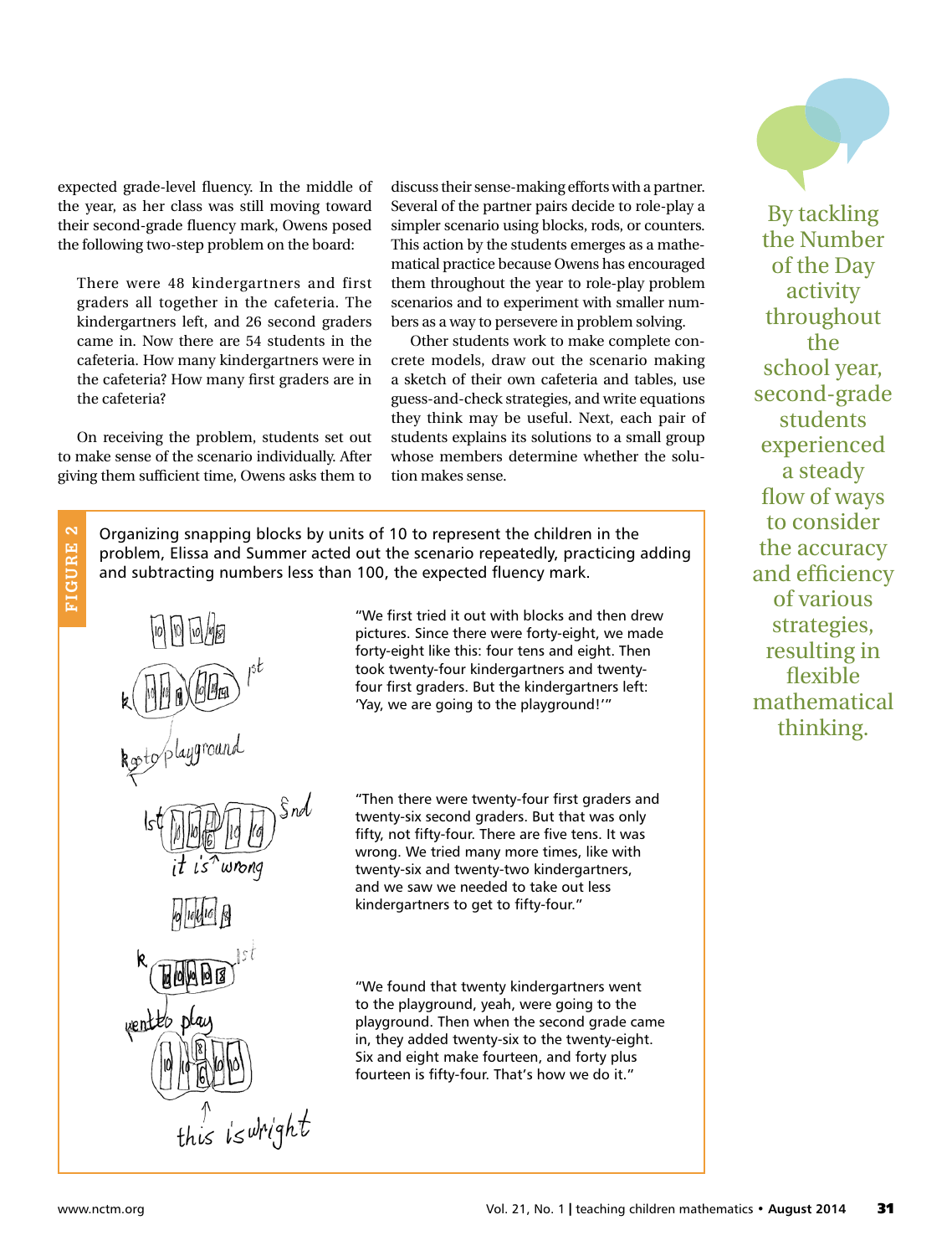expected grade-level fluency. In the middle of the year, as her class was still moving toward their second-grade fluency mark, Owens posed the following two-step problem on the board:

> There were 48 kindergartners and first graders all together in the cafeteria. The kindergartners left, and 26 second graders came in. Now there are 54 students in the cafeteria. How many kindergartners were in the cafeteria? How many first graders are in the cafeteria?

On receiving the problem, students set out to make sense of the scenario individually. After giving them sufficient time, Owens asks them to discuss their sense-making efforts with a partner. Several of the partner pairs decide to role-play a simpler scenario using blocks, rods, or counters. This action by the students emerges as a mathematical practice because Owens has encouraged them throughout the year to role-play problem scenarios and to experiment with smaller numbers as a way to persevere in problem solving.

Other students work to make complete concrete models, draw out the scenario making a sketch of their own cafeteria and tables, use guess-and-check strategies, and write equations they think may be useful. Next, each pair of students explains its solutions to a small group whose members determine whether the solution makes sense.

By tackling the Number of the Day activity throughout the school year, second-grade students experienced a steady flow of ways to consider the accuracy and efficiency of various strategies, resulting in flexible mathematical thinking.

**FIGURE 2**

Organizing snapping blocks by units of 10 to represent the children in the problem, Elissa and Summer acted out the scenario repeatedly, practicing adding and subtracting numbers less than 100, the expected fluency mark.

"We first tried it out with blocks and then drew pictures. Since there were forty-eight, we made forty-eight like this: four tens and eight. Then took twenty-four kindergartners and twenty-four first graders. But the kindergartners left: 'Yay, we are going to the playground!'"

"Then there were twenty-four first graders and twenty-six second graders. But that was only fifty, not fifty-four. There are five tens. It was wrong. We tried many more times, like with twenty-six and twenty-two kindergartners, and we saw we needed to take out less kindergartners to get to fifty-four."

"We found that twenty kindergartners went to the playground, yeah, were going to the playground. Then when the second grade came in, they added twenty-six to the twenty-eight. Six and eight make fourteen, and forty plus fourteen is fifty-four. That's how we do it."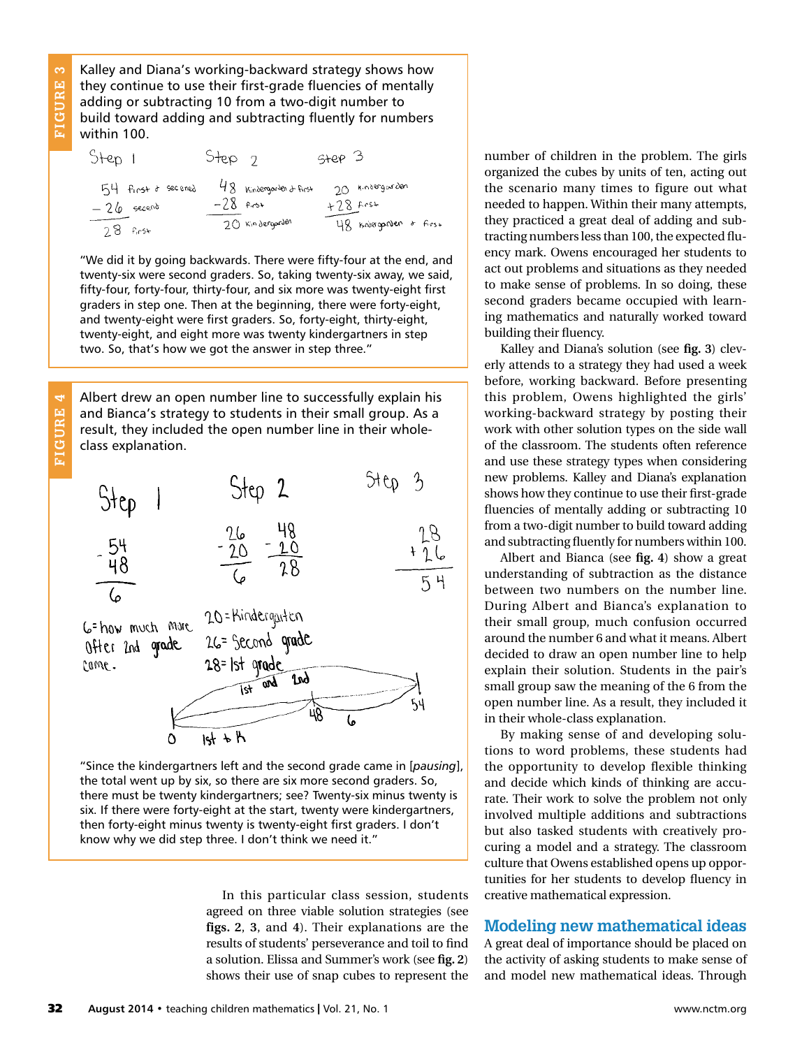**FIGURE 3**

Kalley and Diana's working-backward strategy shows how they continue to use their first-grade fluencies of mentally adding or subtracting 10 from a two-digit number to build toward adding and subtracting fluently for numbers within 100.

Step 1

54 first & secened
− 26 second
28 first

Step 2

48 kindergarden & first
−28 first
20 kindergarden

Step 3

20 kindergarden
+28 first
48 kindergarden & first

"We did it by going backwards. There were fifty-four at the end, and twenty-six were second graders. So, taking twenty-six away, we said, fifty-four, forty-four, thirty-four, and six more was twenty-eight first graders in step one. Then at the beginning, there were forty-eight, and twenty-eight were first graders. So, forty-eight, thirty-eight, twenty-eight, and eight more was twenty kindergartners in step two. So, that's how we got the answer in step three."

**FIGURE 4**

Albert drew an open number line to successfully explain his and Bianca's strategy to students in their small group. As a result, they included the open number line in their whole-class explanation.

Step 1

54
− 48
6

6 = how much more after 2nd grade came.

Step 2

26
− 20
6

48
− 20
28

20 = Kindergarten
26 = Second grade
28 = 1st grade

Step 3

28
+ 26
54

(Open number line: 0, 48, 54; labels "1st and 2nd", "1st + K", "6")

"Since the kindergartners left and the second grade came in [*pausing*], the total went up by six, so there are six more second graders. So, there must be twenty kindergartners; see? Twenty-six minus twenty is six. If there were forty-eight at the start, twenty were kindergartners, then forty-eight minus twenty is twenty-eight first graders. I don't know why we did step three. I don't think we need it."

In this particular class session, students agreed on three viable solution strategies (see **figs. 2**, **3**, and **4**). Their explanations are the results of students' perseverance and toil to find a solution. Elissa and Summer's work (see **fig. 2**) shows their use of snap cubes to represent the number of children in the problem. The girls organized the cubes by units of ten, acting out the scenario many times to figure out what needed to happen. Within their many attempts, they practiced a great deal of adding and subtracting numbers less than 100, the expected fluency mark. Owens encouraged her students to act out problems and situations as they needed to make sense of problems. In so doing, these second graders became occupied with learning mathematics and naturally worked toward building their fluency.

Kalley and Diana's solution (see **fig. 3**) cleverly attends to a strategy they had used a week before, working backward. Before presenting this problem, Owens highlighted the girls' working-backward strategy by posting their work with other solution types on the side wall of the classroom. The students often reference and use these strategy types when considering new problems. Kalley and Diana's explanation shows how they continue to use their first-grade fluencies of mentally adding or subtracting 10 from a two-digit number to build toward adding and subtracting fluently for numbers within 100.

Albert and Bianca (see **fig. 4**) show a great understanding of subtraction as the distance between two numbers on the number line. During Albert and Bianca's explanation to their small group, much confusion occurred around the number 6 and what it means. Albert decided to draw an open number line to help explain their solution. Students in the pair's small group saw the meaning of the 6 from the open number line. As a result, they included it in their whole-class explanation.

By making sense of and developing solutions to word problems, these students had the opportunity to develop flexible thinking and decide which kinds of thinking are accurate. Their work to solve the problem not only involved multiple additions and subtractions but also tasked students with creatively procuring a model and a strategy. The classroom culture that Owens established opens up opportunities for her students to develop fluency in creative mathematical expression.

## Modeling new mathematical ideas

A great deal of importance should be placed on the activity of asking students to make sense of and model new mathematical ideas. Through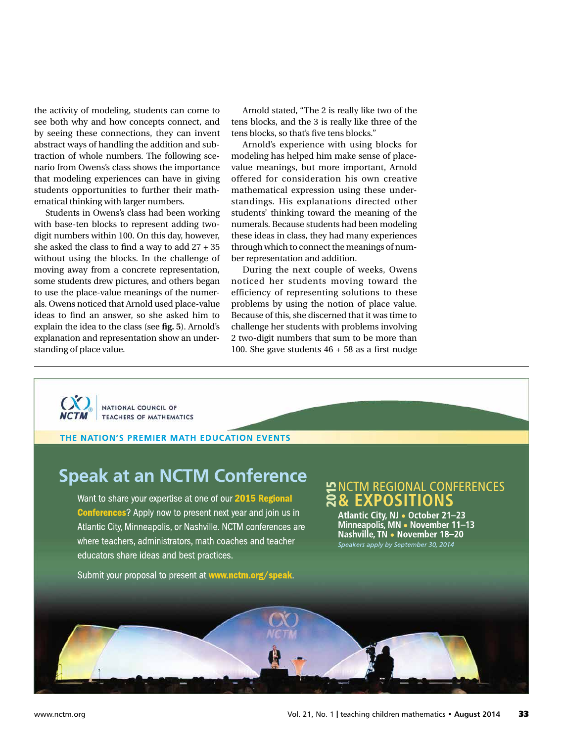the activity of modeling, students can come to see both why and how concepts connect, and by seeing these connections, they can invent abstract ways of handling the addition and subtraction of whole numbers. The following scenario from Owens's class shows the importance that modeling experiences can have in giving students opportunities to further their mathematical thinking with larger numbers.

Students in Owens's class had been working with base-ten blocks to represent adding two-digit numbers within 100. On this day, however, she asked the class to find a way to add 27 + 35 without using the blocks. In the challenge of moving away from a concrete representation, some students drew pictures, and others began to use the place-value meanings of the numerals. Owens noticed that Arnold used place-value ideas to find an answer, so she asked him to explain the idea to the class (see **fig. 5**). Arnold's explanation and representation show an understanding of place value.

Arnold stated, "The 2 is really like two of the tens blocks, and the 3 is really like three of the tens blocks, so that's five tens blocks."

Arnold's experience with using blocks for modeling has helped him make sense of place-value meanings, but more important, Arnold offered for consideration his own creative mathematical expression using these understandings. His explanations directed other students' thinking toward the meaning of the numerals. Because students had been modeling these ideas in class, they had many experiences through which to connect the meanings of number representation and addition.

During the next couple of weeks, Owens noticed her students moving toward the efficiency of representing solutions to these problems by using the notion of place value. Because of this, she discerned that it was time to challenge her students with problems involving 2 two-digit numbers that sum to be more than 100. She gave students 46 + 58 as a first nudge

---

NCTM | NATIONAL COUNCIL OF TEACHERS OF MATHEMATICS

THE NATION'S PREMIER MATH EDUCATION EVENTS

## Speak at an NCTM Conference

Want to share your expertise at one of our **2015 Regional Conferences**? Apply now to present next year and join us in Atlantic City, Minneapolis, or Nashville. NCTM conferences are where teachers, administrators, math coaches and teacher educators share ideas and best practices.

Submit your proposal to present at **www.nctm.org/speak**.

**2015 NCTM REGIONAL CONFERENCES & EXPOSITIONS**

**Atlantic City, NJ • October 21–23**
**Minneapolis, MN • November 11–13**
**Nashville, TN • November 18–20**
*Speakers apply by September 30, 2014*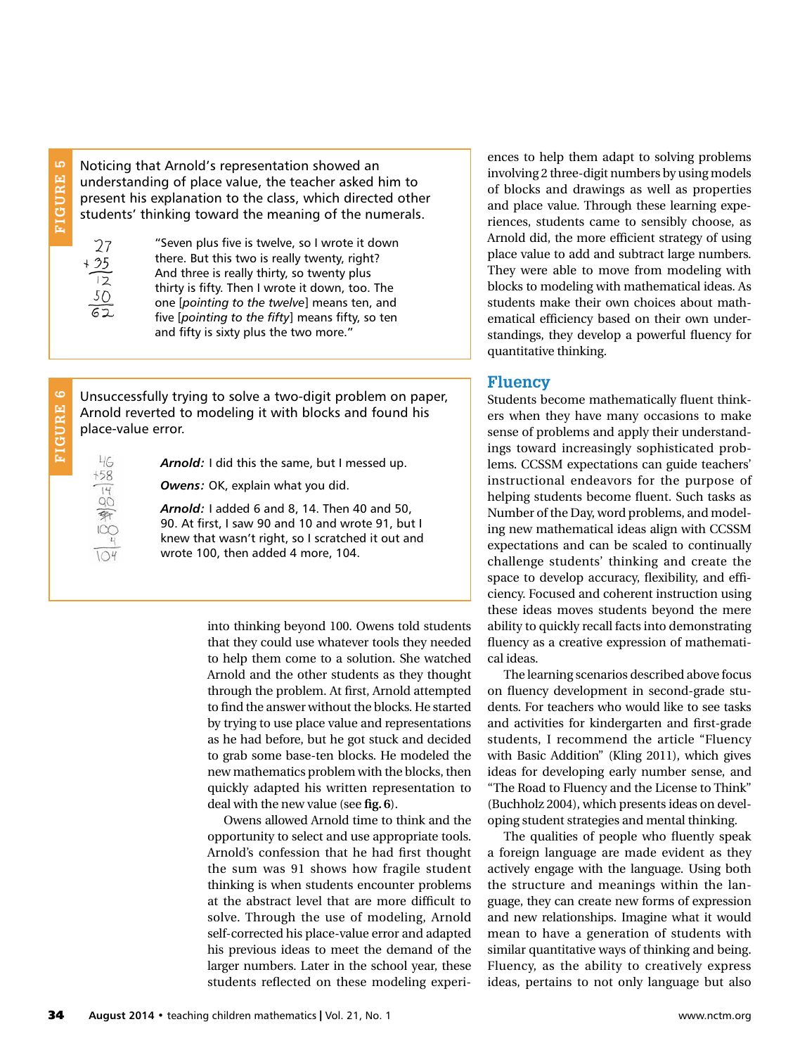**FIGURE 5**

Noticing that Arnold's representation showed an understanding of place value, the teacher asked him to present his explanation to the class, which directed other students' thinking toward the meaning of the numerals.

$$\begin{array}{r} 27 \\ +35 \\ \hline 12 \\ 50 \\ \hline 62 \end{array}$$

"Seven plus five is twelve, so I wrote it down there. But this two is really twenty, right? And three is really thirty, so twenty plus thirty is fifty. Then I wrote it down, too. The one [*pointing to the twelve*] means ten, and five [*pointing to the fifty*] means fifty, so ten and fifty is sixty plus the two more."

**FIGURE 6**

Unsuccessfully trying to solve a two-digit problem on paper, Arnold reverted to modeling it with blocks and found his place-value error.

$$\begin{array}{r} 46 \\ +58 \\ \hline 14 \\ 90 \\ \hline \text{~~91~~} \\ 100 \\ 4 \\ \hline 104 \end{array}$$

***Arnold:*** I did this the same, but I messed up.

***Owens:*** OK, explain what you did.

***Arnold:*** I added 6 and 8, 14. Then 40 and 50, 90. At first, I saw 90 and 10 and wrote 91, but I knew that wasn't right, so I scratched it out and wrote 100, then added 4 more, 104.

into thinking beyond 100. Owens told students that they could use whatever tools they needed to help them come to a solution. She watched Arnold and the other students as they thought through the problem. At first, Arnold attempted to find the answer without the blocks. He started by trying to use place value and representations as he had before, but he got stuck and decided to grab some base-ten blocks. He modeled the new mathematics problem with the blocks, then quickly adapted his written representation to deal with the new value (see **fig. 6**).

Owens allowed Arnold time to think and the opportunity to select and use appropriate tools. Arnold's confession that he had first thought the sum was 91 shows how fragile student thinking is when students encounter problems at the abstract level that are more difficult to solve. Through the use of modeling, Arnold self-corrected his place-value error and adapted his previous ideas to meet the demand of the larger numbers. Later in the school year, these students reflected on these modeling experiences to help them adapt to solving problems involving 2 three-digit numbers by using models of blocks and drawings as well as properties and place value. Through these learning experiences, students came to sensibly choose, as Arnold did, the more efficient strategy of using place value to add and subtract large numbers. They were able to move from modeling with blocks to modeling with mathematical ideas. As students make their own choices about mathematical efficiency based on their own understandings, they develop a powerful fluency for quantitative thinking.

## Fluency

Students become mathematically fluent thinkers when they have many occasions to make sense of problems and apply their understandings toward increasingly sophisticated problems. CCSSM expectations can guide teachers' instructional endeavors for the purpose of helping students become fluent. Such tasks as Number of the Day, word problems, and modeling new mathematical ideas align with CCSSM expectations and can be scaled to continually challenge students' thinking and create the space to develop accuracy, flexibility, and efficiency. Focused and coherent instruction using these ideas moves students beyond the mere ability to quickly recall facts into demonstrating fluency as a creative expression of mathematical ideas.

The learning scenarios described above focus on fluency development in second-grade students. For teachers who would like to see tasks and activities for kindergarten and first-grade students, I recommend the article "Fluency with Basic Addition" (Kling 2011), which gives ideas for developing early number sense, and "The Road to Fluency and the License to Think" (Buchholz 2004), which presents ideas on developing student strategies and mental thinking.

The qualities of people who fluently speak a foreign language are made evident as they actively engage with the language. Using both the structure and meanings within the language, they can create new forms of expression and new relationships. Imagine what it would mean to have a generation of students with similar quantitative ways of thinking and being. Fluency, as the ability to creatively express ideas, pertains to not only language but also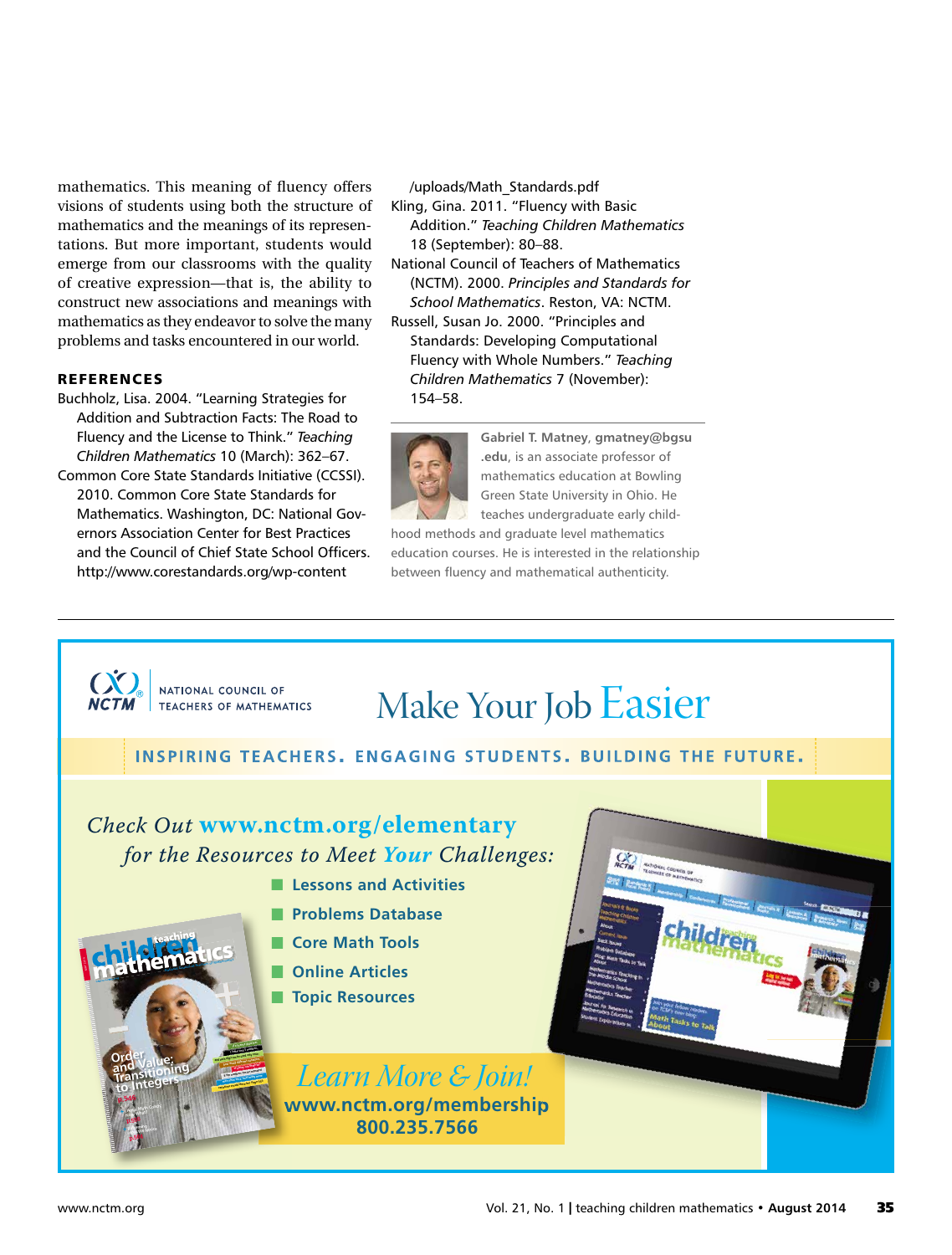mathematics. This meaning of fluency offers visions of students using both the structure of mathematics and the meanings of its representations. But more important, students would emerge from our classrooms with the quality of creative expression—that is, the ability to construct new associations and meanings with mathematics as they endeavor to solve the many problems and tasks encountered in our world.

## REFERENCES

Buchholz, Lisa. 2004. "Learning Strategies for Addition and Subtraction Facts: The Road to Fluency and the License to Think." *Teaching Children Mathematics* 10 (March): 362–67.

Common Core State Standards Initiative (CCSSI). 2010. Common Core State Standards for Mathematics. Washington, DC: National Governors Association Center for Best Practices and the Council of Chief State School Officers. http://www.corestandards.org/wp-content/uploads/Math_Standards.pdf

Kling, Gina. 2011. "Fluency with Basic Addition." *Teaching Children Mathematics* 18 (September): 80–88.

National Council of Teachers of Mathematics (NCTM). 2000. *Principles and Standards for School Mathematics*. Reston, VA: NCTM.

Russell, Susan Jo. 2000. "Principles and Standards: Developing Computational Fluency with Whole Numbers." *Teaching Children Mathematics* 7 (November): 154–58.

**Gabriel T. Matney**, **gmatney@bgsu.edu**, is an associate professor of mathematics education at Bowling Green State University in Ohio. He teaches undergraduate early childhood methods and graduate level mathematics education courses. He is interested in the relationship between fluency and mathematical authenticity.

---

NCTM NATIONAL COUNCIL OF TEACHERS OF MATHEMATICS

# Make Your Job Easier

INSPIRING TEACHERS. ENGAGING STUDENTS. BUILDING THE FUTURE.

*Check Out* **www.nctm.org/elementary** *for the Resources to Meet* ***Your*** *Challenges:*

- **Lessons and Activities**
- **Problems Database**
- **Core Math Tools**
- **Online Articles**
- **Topic Resources**

*Learn More & Join!*

**www.nctm.org/membership**

**800.235.7566**